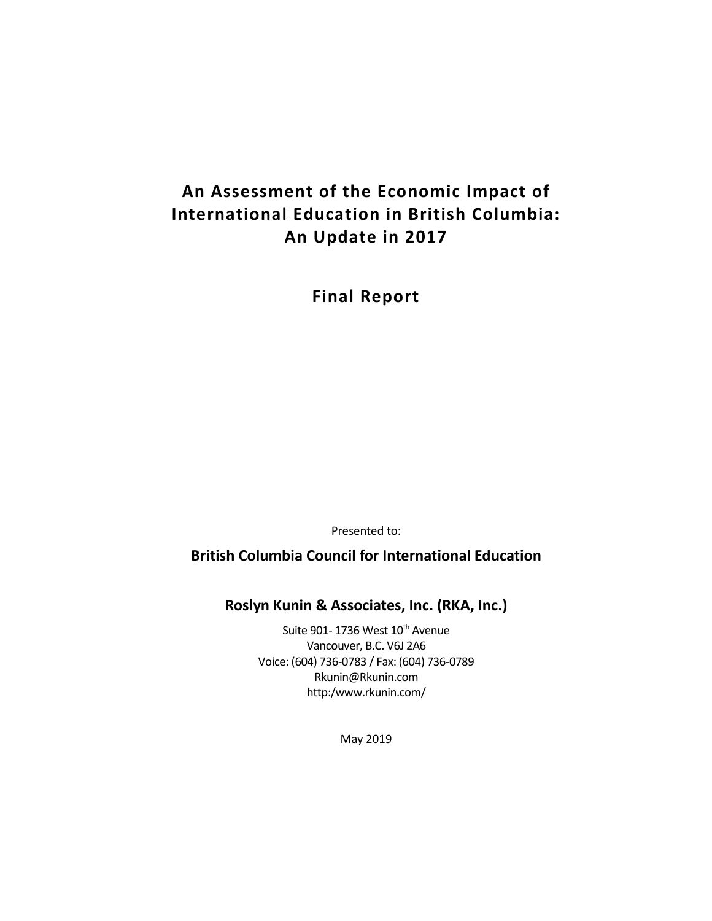# An Assessment of the Economic Impact of International Education in British Columbia: An Update in 2017

## Final Report

Presented to:

**British Columbia Council for International Education**

**Roslyn Kunin & Associates, Inc. (RKA, Inc.)**

Suite 901- 1736 West 10th Avenue
Vancouver, B.C. V6J 2A6
Voice: (604) 736-0783 / Fax: (604) 736-0789
Rkunin@Rkunin.com
http:/www.rkunin.com/

May 2019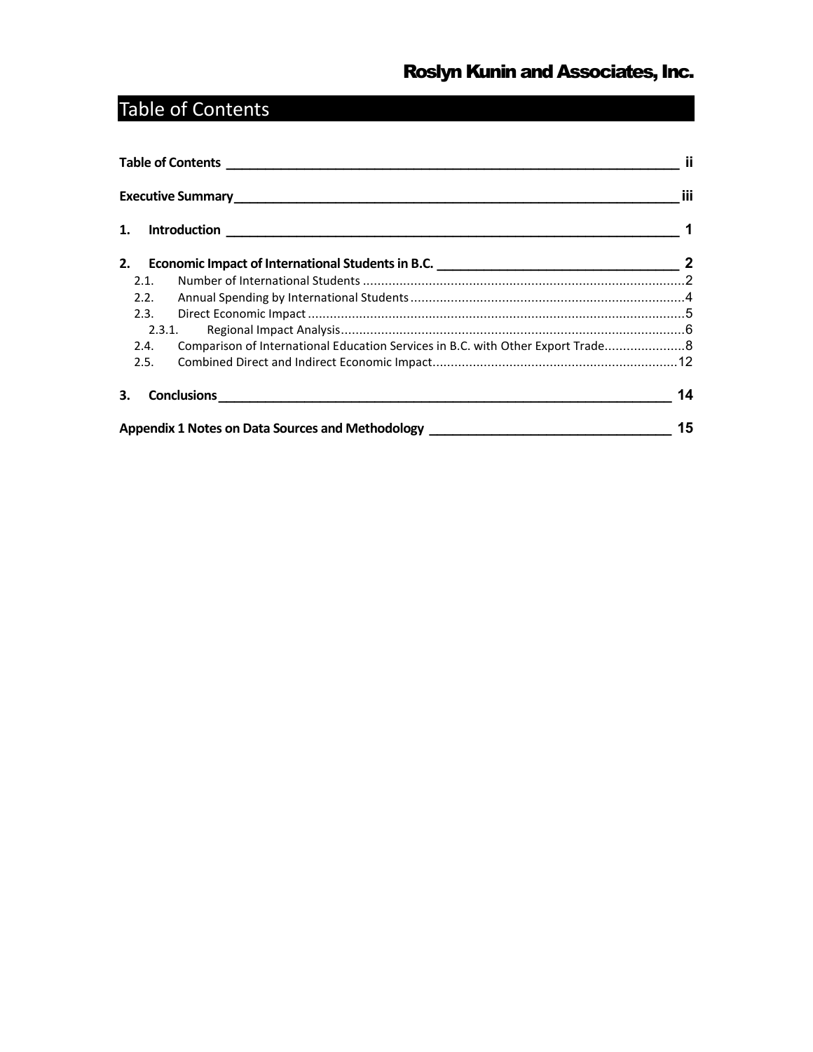# Table of Contents

**Table of Contents** ii

**Executive Summary** iii

**1. Introduction** 1

**2. Economic Impact of International Students in B.C.** 2

- 2.1. Number of International Students 2
- 2.2. Annual Spending by International Students 4
- 2.3. Direct Economic Impact 5
  - 2.3.1. Regional Impact Analysis 6
- 2.4. Comparison of International Education Services in B.C. with Other Export Trade 8
- 2.5. Combined Direct and Indirect Economic Impact 12

**3. Conclusions** 14

**Appendix 1 Notes on Data Sources and Methodology** 15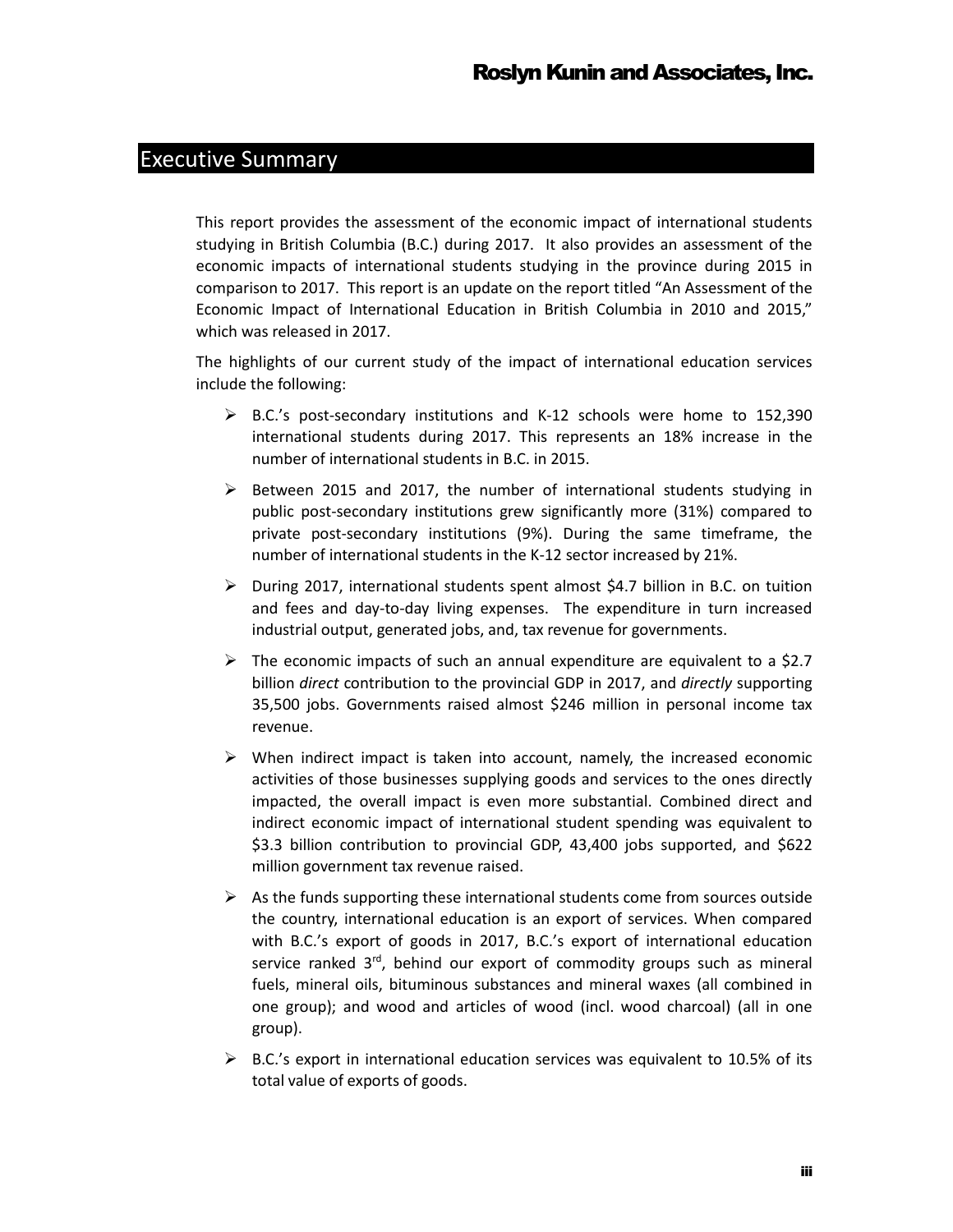## Executive Summary

This report provides the assessment of the economic impact of international students studying in British Columbia (B.C.) during 2017. It also provides an assessment of the economic impacts of international students studying in the province during 2015 in comparison to 2017. This report is an update on the report titled "An Assessment of the Economic Impact of International Education in British Columbia in 2010 and 2015," which was released in 2017.

The highlights of our current study of the impact of international education services include the following:

- B.C.'s post-secondary institutions and K-12 schools were home to 152,390 international students during 2017. This represents an 18% increase in the number of international students in B.C. in 2015.
- Between 2015 and 2017, the number of international students studying in public post-secondary institutions grew significantly more (31%) compared to private post-secondary institutions (9%). During the same timeframe, the number of international students in the K-12 sector increased by 21%.
- During 2017, international students spent almost \$4.7 billion in B.C. on tuition and fees and day-to-day living expenses. The expenditure in turn increased industrial output, generated jobs, and, tax revenue for governments.
- The economic impacts of such an annual expenditure are equivalent to a \$2.7 billion *direct* contribution to the provincial GDP in 2017, and *directly* supporting 35,500 jobs. Governments raised almost \$246 million in personal income tax revenue.
- When indirect impact is taken into account, namely, the increased economic activities of those businesses supplying goods and services to the ones directly impacted, the overall impact is even more substantial. Combined direct and indirect economic impact of international student spending was equivalent to \$3.3 billion contribution to provincial GDP, 43,400 jobs supported, and \$622 million government tax revenue raised.
- As the funds supporting these international students come from sources outside the country, international education is an export of services. When compared with B.C.'s export of goods in 2017, B.C.'s export of international education service ranked 3rd, behind our export of commodity groups such as mineral fuels, mineral oils, bituminous substances and mineral waxes (all combined in one group); and wood and articles of wood (incl. wood charcoal) (all in one group).
- B.C.'s export in international education services was equivalent to 10.5% of its total value of exports of goods.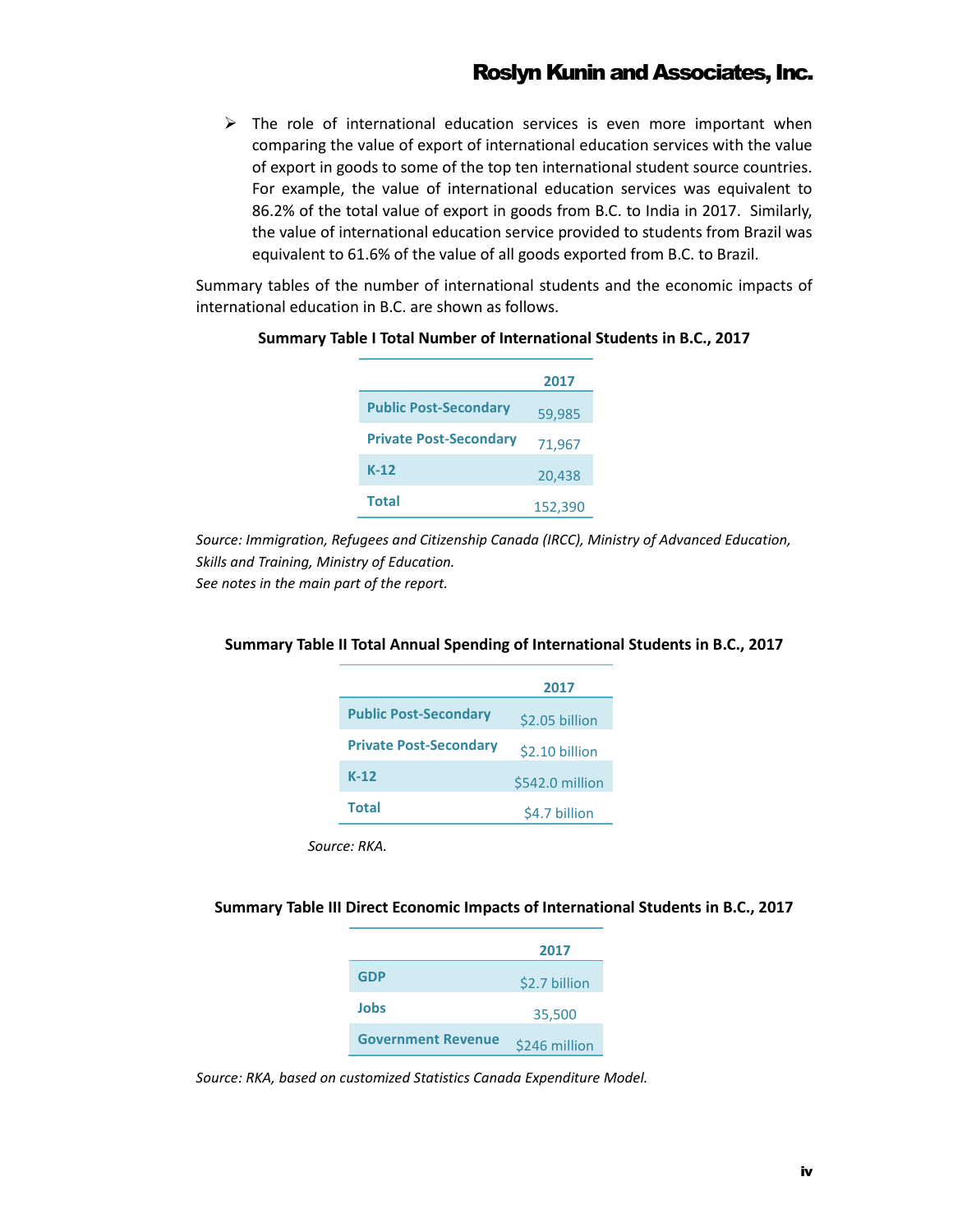- The role of international education services is even more important when comparing the value of export of international education services with the value of export in goods to some of the top ten international student source countries. For example, the value of international education services was equivalent to 86.2% of the total value of export in goods from B.C. to India in 2017. Similarly, the value of international education service provided to students from Brazil was equivalent to 61.6% of the value of all goods exported from B.C. to Brazil.

Summary tables of the number of international students and the economic impacts of international education in B.C. are shown as follows.

**Summary Table I Total Number of International Students in B.C., 2017**

| | 2017 |
|---|---|
| Public Post-Secondary | 59,985 |
| Private Post-Secondary | 71,967 |
| K-12 | 20,438 |
| Total | 152,390 |

*Source: Immigration, Refugees and Citizenship Canada (IRCC), Ministry of Advanced Education, Skills and Training, Ministry of Education.*
*See notes in the main part of the report.*

**Summary Table II Total Annual Spending of International Students in B.C., 2017**

| | 2017 |
|---|---|
| Public Post-Secondary | $2.05 billion |
| Private Post-Secondary | $2.10 billion |
| K-12 | $542.0 million |
| Total | $4.7 billion |

*Source: RKA.*

**Summary Table III Direct Economic Impacts of International Students in B.C., 2017**

| | 2017 |
|---|---|
| GDP | $2.7 billion |
| Jobs | 35,500 |
| Government Revenue | $246 million |

*Source: RKA, based on customized Statistics Canada Expenditure Model.*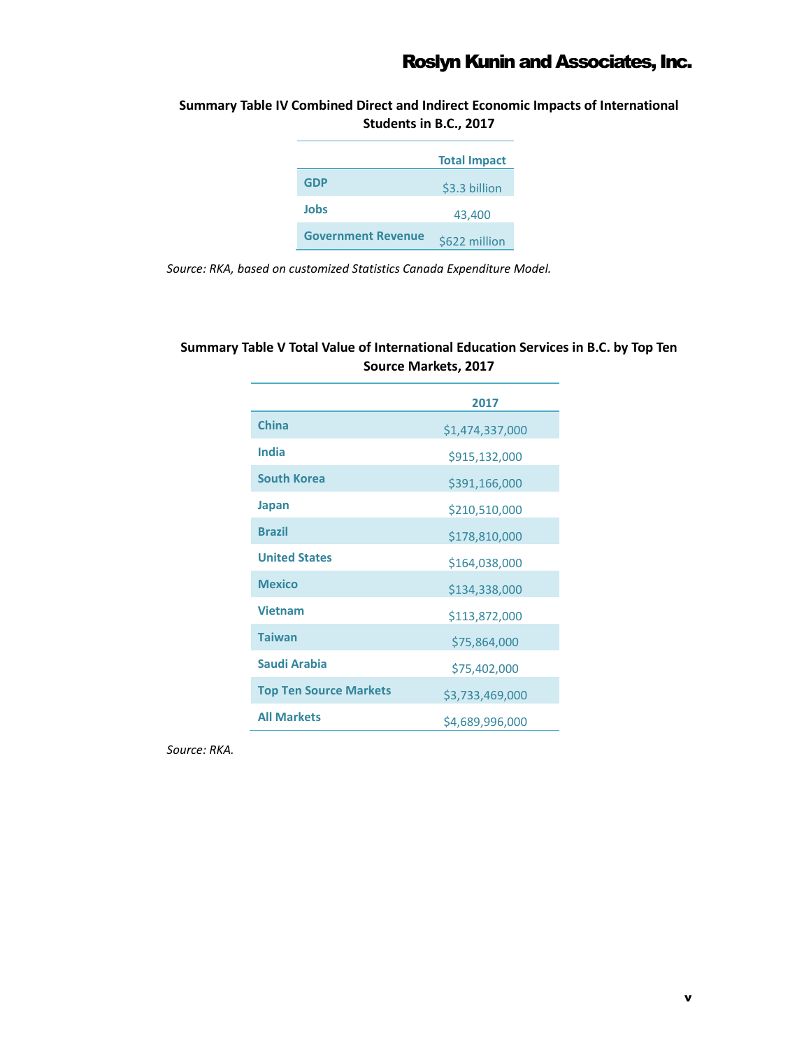**Summary Table IV Combined Direct and Indirect Economic Impacts of International Students in B.C., 2017**

| | Total Impact |
|---|---|
| GDP | $3.3 billion |
| Jobs | 43,400 |
| Government Revenue | $622 million |

*Source: RKA, based on customized Statistics Canada Expenditure Model.*

**Summary Table V Total Value of International Education Services in B.C. by Top Ten Source Markets, 2017**

| | 2017 |
|---|---|
| China | $1,474,337,000 |
| India | $915,132,000 |
| South Korea | $391,166,000 |
| Japan | $210,510,000 |
| Brazil | $178,810,000 |
| United States | $164,038,000 |
| Mexico | $134,338,000 |
| Vietnam | $113,872,000 |
| Taiwan | $75,864,000 |
| Saudi Arabia | $75,402,000 |
| Top Ten Source Markets | $3,733,469,000 |
| All Markets | $4,689,996,000 |

*Source: RKA.*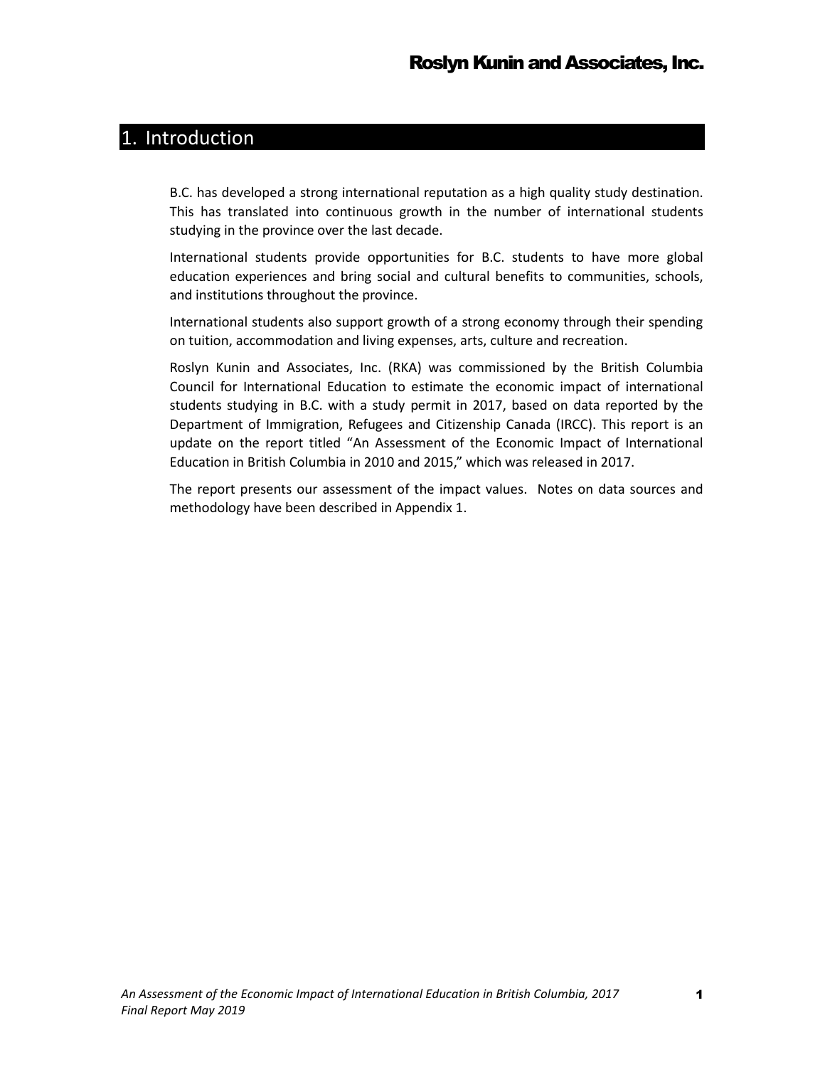# 1. Introduction

B.C. has developed a strong international reputation as a high quality study destination. This has translated into continuous growth in the number of international students studying in the province over the last decade.

International students provide opportunities for B.C. students to have more global education experiences and bring social and cultural benefits to communities, schools, and institutions throughout the province.

International students also support growth of a strong economy through their spending on tuition, accommodation and living expenses, arts, culture and recreation.

Roslyn Kunin and Associates, Inc. (RKA) was commissioned by the British Columbia Council for International Education to estimate the economic impact of international students studying in B.C. with a study permit in 2017, based on data reported by the Department of Immigration, Refugees and Citizenship Canada (IRCC). This report is an update on the report titled "An Assessment of the Economic Impact of International Education in British Columbia in 2010 and 2015," which was released in 2017.

The report presents our assessment of the impact values. Notes on data sources and methodology have been described in Appendix 1.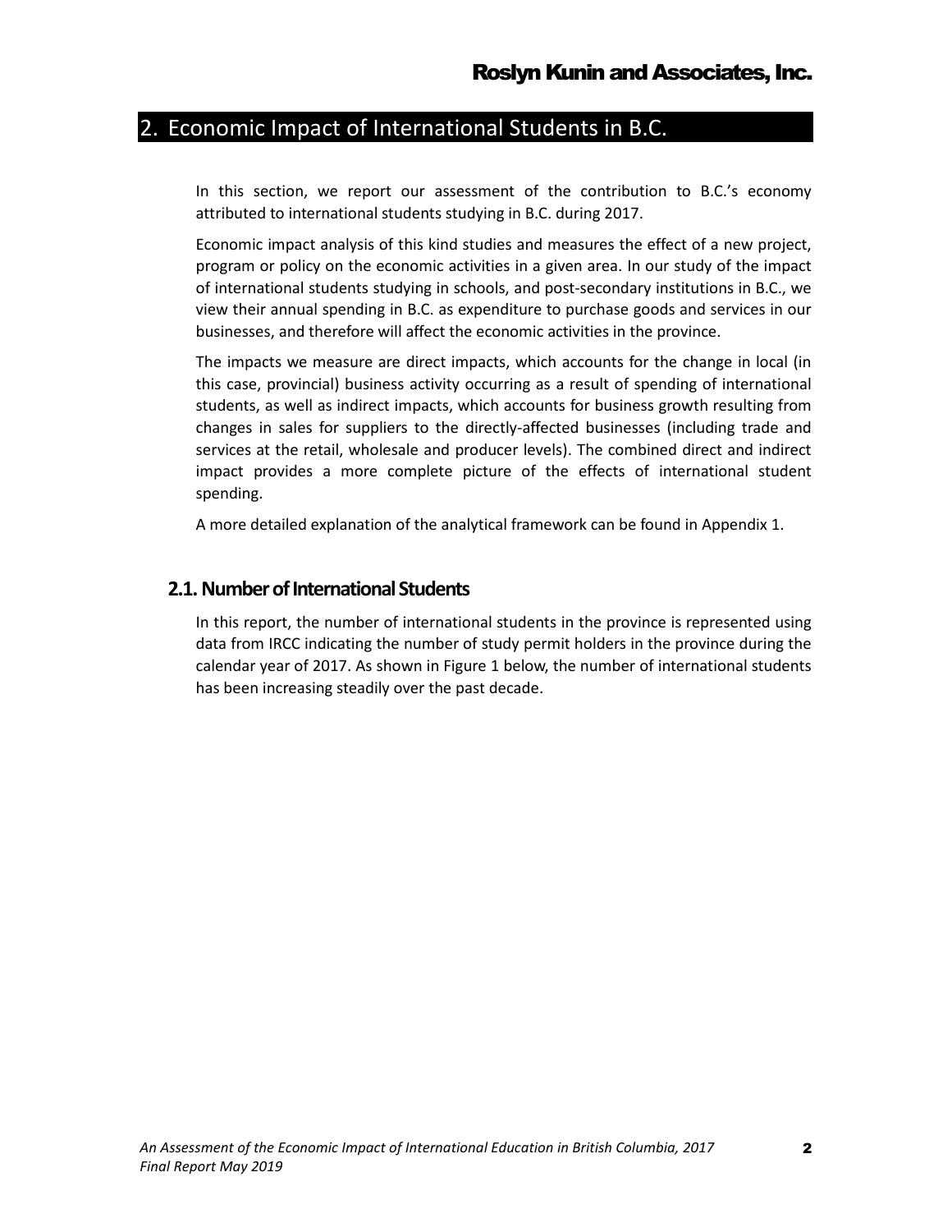## 2. Economic Impact of International Students in B.C.

In this section, we report our assessment of the contribution to B.C.'s economy attributed to international students studying in B.C. during 2017.

Economic impact analysis of this kind studies and measures the effect of a new project, program or policy on the economic activities in a given area. In our study of the impact of international students studying in schools, and post-secondary institutions in B.C., we view their annual spending in B.C. as expenditure to purchase goods and services in our businesses, and therefore will affect the economic activities in the province.

The impacts we measure are direct impacts, which accounts for the change in local (in this case, provincial) business activity occurring as a result of spending of international students, as well as indirect impacts, which accounts for business growth resulting from changes in sales for suppliers to the directly-affected businesses (including trade and services at the retail, wholesale and producer levels). The combined direct and indirect impact provides a more complete picture of the effects of international student spending.

A more detailed explanation of the analytical framework can be found in Appendix 1.

### 2.1. Number of International Students

In this report, the number of international students in the province is represented using data from IRCC indicating the number of study permit holders in the province during the calendar year of 2017. As shown in Figure 1 below, the number of international students has been increasing steadily over the past decade.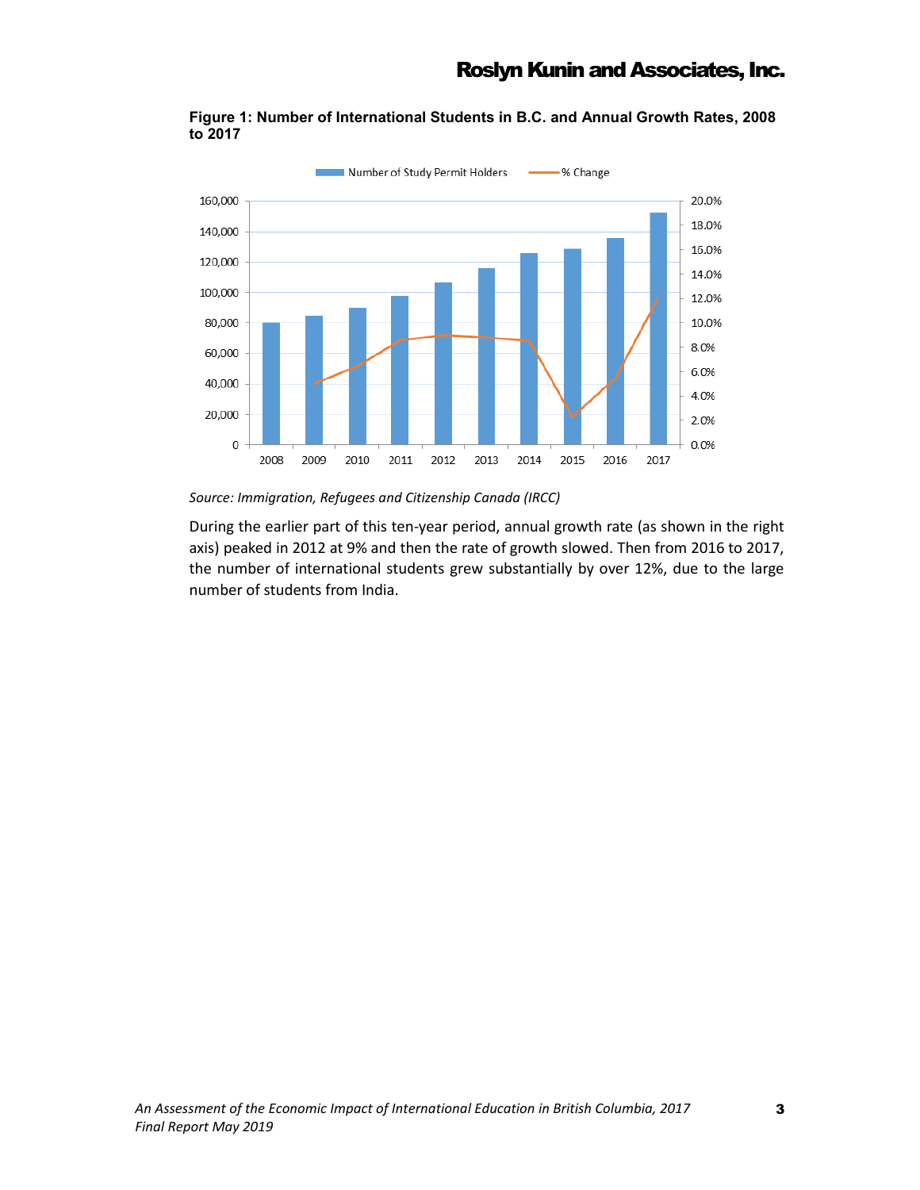**Figure 1: Number of International Students in B.C. and Annual Growth Rates, 2008 to 2017**

*Source: Immigration, Refugees and Citizenship Canada (IRCC)*

During the earlier part of this ten-year period, annual growth rate (as shown in the right axis) peaked in 2012 at 9% and then the rate of growth slowed. Then from 2016 to 2017, the number of international students grew substantially by over 12%, due to the large number of students from India.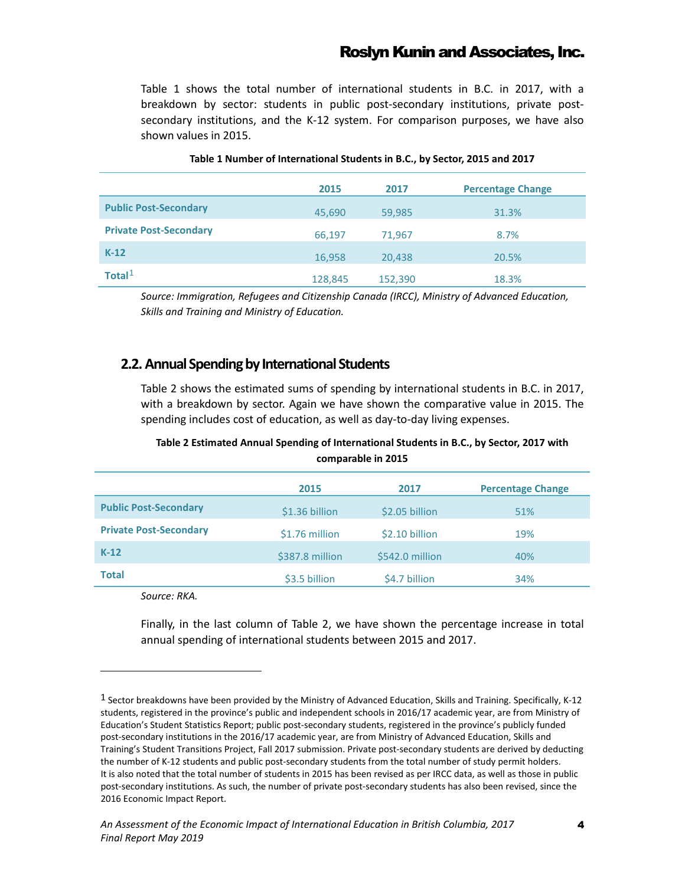Table 1 shows the total number of international students in B.C. in 2017, with a breakdown by sector: students in public post-secondary institutions, private post-secondary institutions, and the K-12 system. For comparison purposes, we have also shown values in 2015.

**Table 1 Number of International Students in B.C., by Sector, 2015 and 2017**

| | 2015 | 2017 | Percentage Change |
|---|---|---|---|
| **Public Post-Secondary** | 45,690 | 59,985 | 31.3% |
| **Private Post-Secondary** | 66,197 | 71,967 | 8.7% |
| **K-12** | 16,958 | 20,438 | 20.5% |
| **Total**[1] | 128,845 | 152,390 | 18.3% |

*Source: Immigration, Refugees and Citizenship Canada (IRCC), Ministry of Advanced Education, Skills and Training and Ministry of Education.*

## 2.2. Annual Spending by International Students

Table 2 shows the estimated sums of spending by international students in B.C. in 2017, with a breakdown by sector. Again we have shown the comparative value in 2015. The spending includes cost of education, as well as day-to-day living expenses.

**Table 2 Estimated Annual Spending of International Students in B.C., by Sector, 2017 with comparable in 2015**

| | 2015 | 2017 | Percentage Change |
|---|---|---|---|
| **Public Post-Secondary** | $1.36 billion | $2.05 billion | 51% |
| **Private Post-Secondary** | $1.76 million | $2.10 billion | 19% |
| **K-12** | $387.8 million | $542.0 million | 40% |
| **Total** | $3.5 billion | $4.7 billion | 34% |

*Source: RKA.*

Finally, in the last column of Table 2, we have shown the percentage increase in total annual spending of international students between 2015 and 2017.

---

[1] Sector breakdowns have been provided by the Ministry of Advanced Education, Skills and Training. Specifically, K-12 students, registered in the province's public and independent schools in 2016/17 academic year, are from Ministry of Education's Student Statistics Report; public post-secondary students, registered in the province's publicly funded post-secondary institutions in the 2016/17 academic year, are from Ministry of Advanced Education, Skills and Training's Student Transitions Project, Fall 2017 submission. Private post-secondary students are derived by deducting the number of K-12 students and public post-secondary students from the total number of study permit holders. It is also noted that the total number of students in 2015 has been revised as per IRCC data, as well as those in public post-secondary institutions. As such, the number of private post-secondary students has also been revised, since the 2016 Economic Impact Report.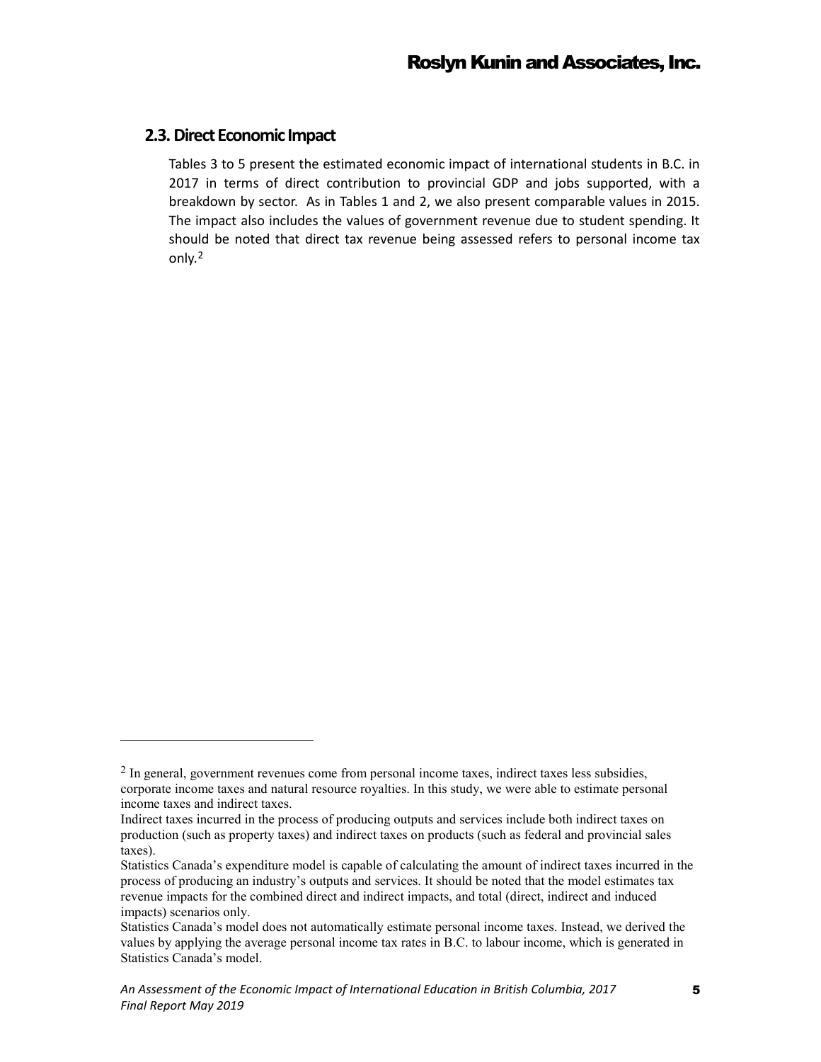## 2.3. Direct Economic Impact

Tables 3 to 5 present the estimated economic impact of international students in B.C. in 2017 in terms of direct contribution to provincial GDP and jobs supported, with a breakdown by sector. As in Tables 1 and 2, we also present comparable values in 2015. The impact also includes the values of government revenue due to student spending. It should be noted that direct tax revenue being assessed refers to personal income tax only.[2]

---

[2] In general, government revenues come from personal income taxes, indirect taxes less subsidies, corporate income taxes and natural resource royalties. In this study, we were able to estimate personal income taxes and indirect taxes.

Indirect taxes incurred in the process of producing outputs and services include both indirect taxes on production (such as property taxes) and indirect taxes on products (such as federal and provincial sales taxes).

Statistics Canada's expenditure model is capable of calculating the amount of indirect taxes incurred in the process of producing an industry's outputs and services. It should be noted that the model estimates tax revenue impacts for the combined direct and indirect impacts, and total (direct, indirect and induced impacts) scenarios only.

Statistics Canada's model does not automatically estimate personal income taxes. Instead, we derived the values by applying the average personal income tax rates in B.C. to labour income, which is generated in Statistics Canada's model.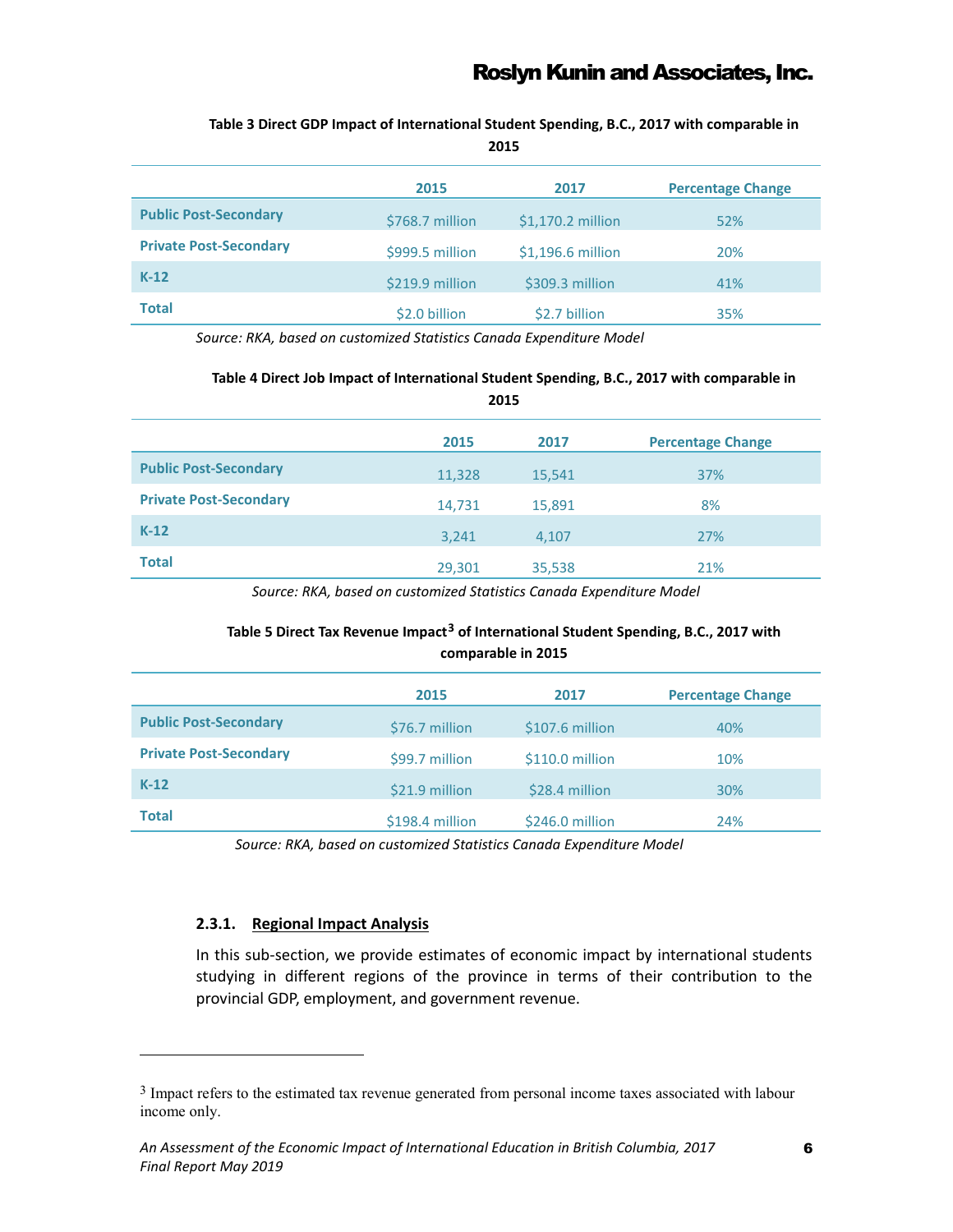**Table 3 Direct GDP Impact of International Student Spending, B.C., 2017 with comparable in 2015**

| | 2015 | 2017 | Percentage Change |
|---|---|---|---|
| **Public Post-Secondary** | $768.7 million | $1,170.2 million | 52% |
| **Private Post-Secondary** | $999.5 million | $1,196.6 million | 20% |
| **K-12** | $219.9 million | $309.3 million | 41% |
| **Total** | $2.0 billion | $2.7 billion | 35% |

*Source: RKA, based on customized Statistics Canada Expenditure Model*

**Table 4 Direct Job Impact of International Student Spending, B.C., 2017 with comparable in 2015**

| | 2015 | 2017 | Percentage Change |
|---|---|---|---|
| **Public Post-Secondary** | 11,328 | 15,541 | 37% |
| **Private Post-Secondary** | 14,731 | 15,891 | 8% |
| **K-12** | 3,241 | 4,107 | 27% |
| **Total** | 29,301 | 35,538 | 21% |

*Source: RKA, based on customized Statistics Canada Expenditure Model*

**Table 5 Direct Tax Revenue Impact[3] of International Student Spending, B.C., 2017 with comparable in 2015**

| | 2015 | 2017 | Percentage Change |
|---|---|---|---|
| **Public Post-Secondary** | $76.7 million | $107.6 million | 40% |
| **Private Post-Secondary** | $99.7 million | $110.0 million | 10% |
| **K-12** | $21.9 million | $28.4 million | 30% |
| **Total** | $198.4 million | $246.0 million | 24% |

*Source: RKA, based on customized Statistics Canada Expenditure Model*

#### 2.3.1. Regional Impact Analysis

In this sub-section, we provide estimates of economic impact by international students studying in different regions of the province in terms of their contribution to the provincial GDP, employment, and government revenue.

[3] Impact refers to the estimated tax revenue generated from personal income taxes associated with labour income only.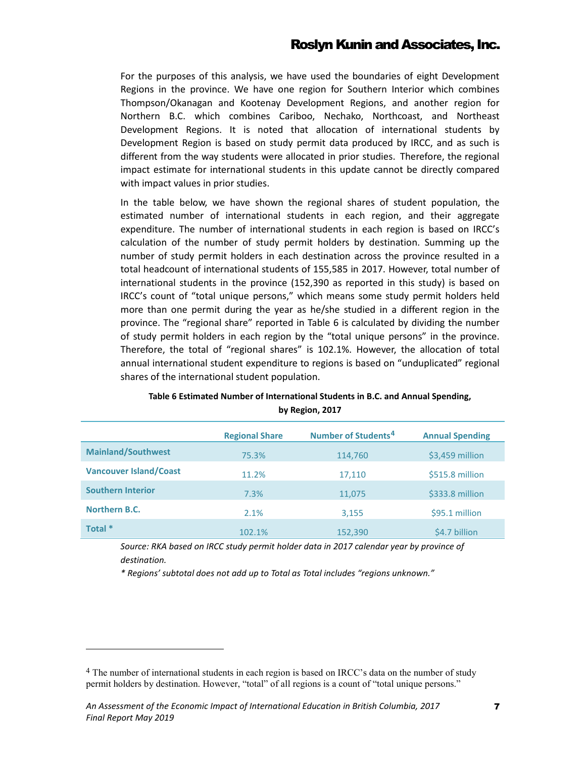For the purposes of this analysis, we have used the boundaries of eight Development Regions in the province. We have one region for Southern Interior which combines Thompson/Okanagan and Kootenay Development Regions, and another region for Northern B.C. which combines Cariboo, Nechako, Northcoast, and Northeast Development Regions. It is noted that allocation of international students by Development Region is based on study permit data produced by IRCC, and as such is different from the way students were allocated in prior studies. Therefore, the regional impact estimate for international students in this update cannot be directly compared with impact values in prior studies.

In the table below, we have shown the regional shares of student population, the estimated number of international students in each region, and their aggregate expenditure. The number of international students in each region is based on IRCC's calculation of the number of study permit holders by destination. Summing up the number of study permit holders in each destination across the province resulted in a total headcount of international students of 155,585 in 2017. However, total number of international students in the province (152,390 as reported in this study) is based on IRCC's count of "total unique persons," which means some study permit holders held more than one permit during the year as he/she studied in a different region in the province. The "regional share" reported in Table 6 is calculated by dividing the number of study permit holders in each region by the "total unique persons" in the province. Therefore, the total of "regional shares" is 102.1%. However, the allocation of total annual international student expenditure to regions is based on "unduplicated" regional shares of the international student population.

**Table 6 Estimated Number of International Students in B.C. and Annual Spending, by Region, 2017**

| | Regional Share | Number of Students[4] | Annual Spending |
|---|---|---|---|
| **Mainland/Southwest** | 75.3% | 114,760 | $3,459 million |
| **Vancouver Island/Coast** | 11.2% | 17,110 | $515.8 million |
| **Southern Interior** | 7.3% | 11,075 | $333.8 million |
| **Northern B.C.** | 2.1% | 3,155 | $95.1 million |
| **Total *** | 102.1% | 152,390 | $4.7 billion |

*Source: RKA based on IRCC study permit holder data in 2017 calendar year by province of destination.*

*\* Regions' subtotal does not add up to Total as Total includes "regions unknown."*

[4] The number of international students in each region is based on IRCC's data on the number of study permit holders by destination. However, "total" of all regions is a count of "total unique persons."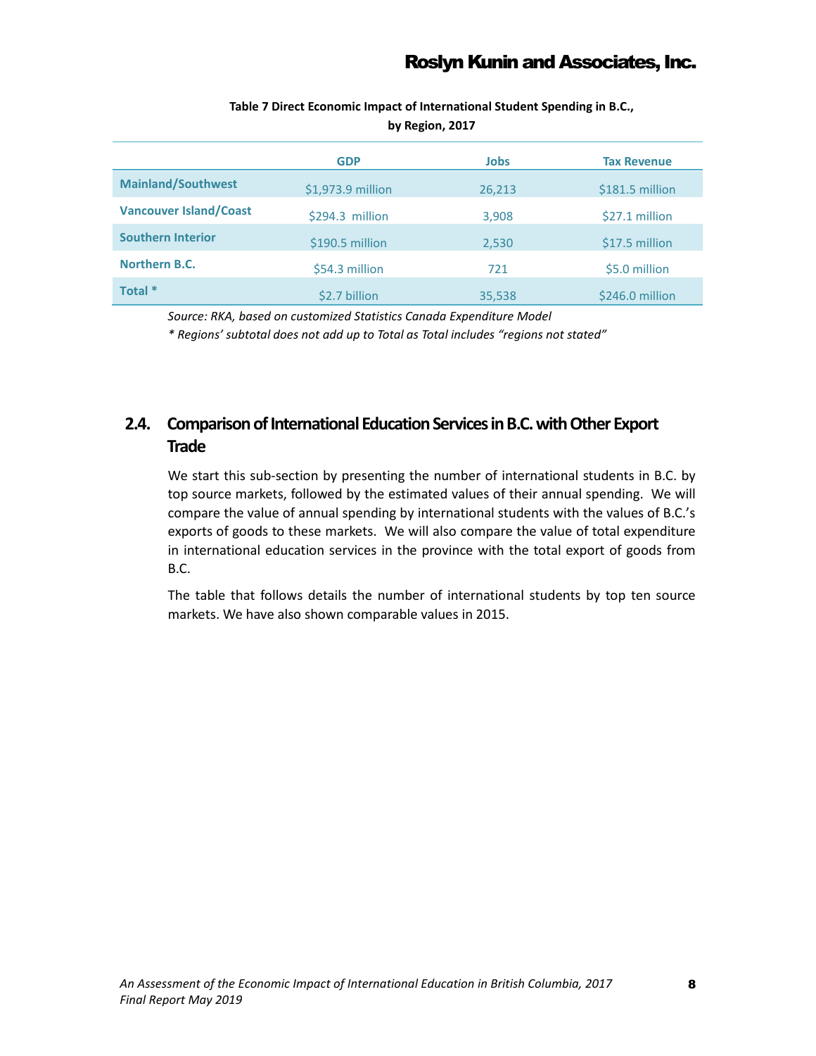**Table 7 Direct Economic Impact of International Student Spending in B.C., by Region, 2017**

| | GDP | Jobs | Tax Revenue |
|---|---|---|---|
| **Mainland/Southwest** | $1,973.9 million | 26,213 | $181.5 million |
| **Vancouver Island/Coast** | $294.3 million | 3,908 | $27.1 million |
| **Southern Interior** | $190.5 million | 2,530 | $17.5 million |
| **Northern B.C.** | $54.3 million | 721 | $5.0 million |
| **Total *** | $2.7 billion | 35,538 | $246.0 million |

*Source: RKA, based on customized Statistics Canada Expenditure Model*

*\* Regions' subtotal does not add up to Total as Total includes "regions not stated"*

## 2.4. Comparison of International Education Services in B.C. with Other Export Trade

We start this sub-section by presenting the number of international students in B.C. by top source markets, followed by the estimated values of their annual spending. We will compare the value of annual spending by international students with the values of B.C.'s exports of goods to these markets. We will also compare the value of total expenditure in international education services in the province with the total export of goods from B.C.

The table that follows details the number of international students by top ten source markets. We have also shown comparable values in 2015.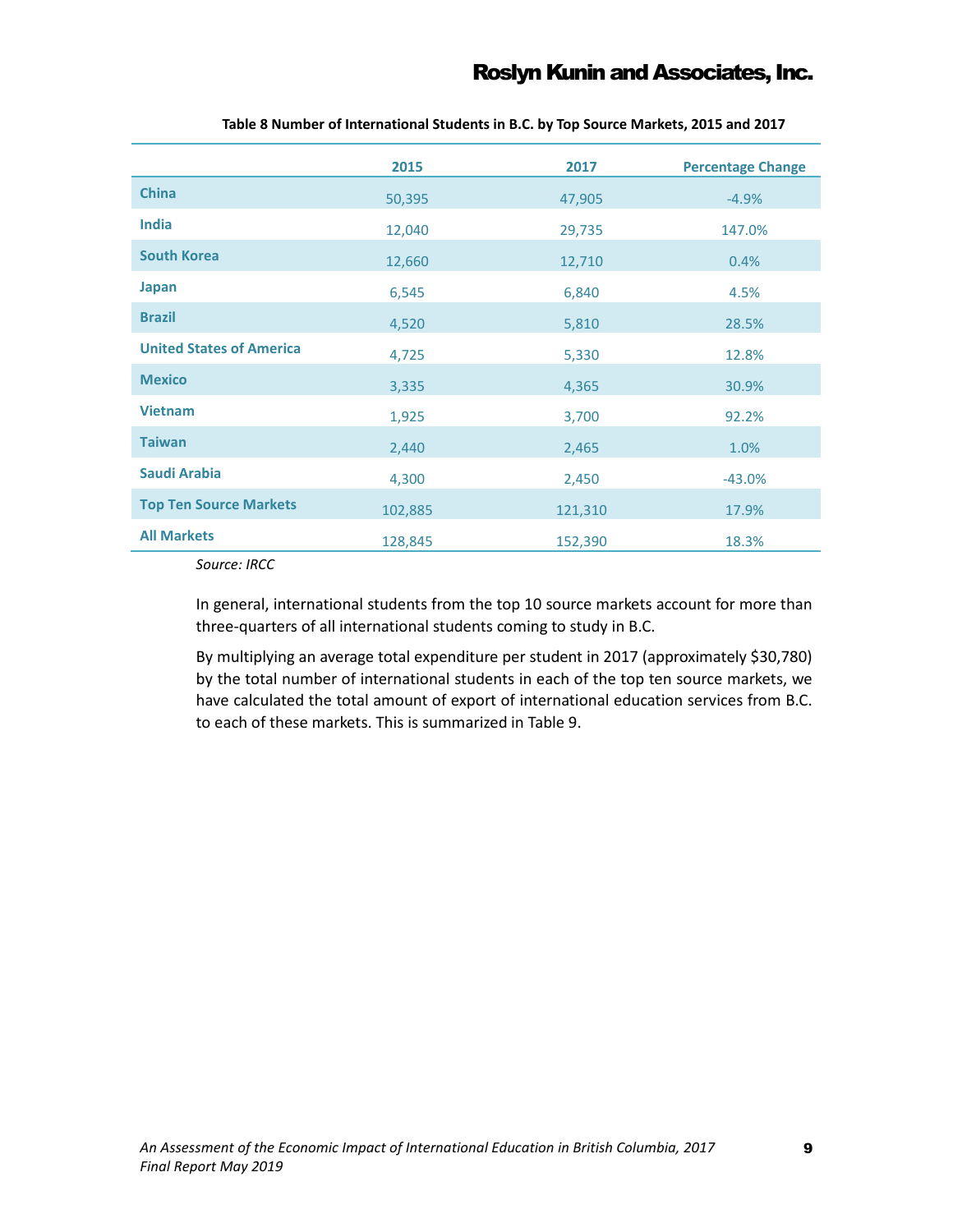**Table 8 Number of International Students in B.C. by Top Source Markets, 2015 and 2017**

| | 2015 | 2017 | Percentage Change |
|---|---|---|---|
| **China** | 50,395 | 47,905 | -4.9% |
| **India** | 12,040 | 29,735 | 147.0% |
| **South Korea** | 12,660 | 12,710 | 0.4% |
| **Japan** | 6,545 | 6,840 | 4.5% |
| **Brazil** | 4,520 | 5,810 | 28.5% |
| **United States of America** | 4,725 | 5,330 | 12.8% |
| **Mexico** | 3,335 | 4,365 | 30.9% |
| **Vietnam** | 1,925 | 3,700 | 92.2% |
| **Taiwan** | 2,440 | 2,465 | 1.0% |
| **Saudi Arabia** | 4,300 | 2,450 | -43.0% |
| **Top Ten Source Markets** | 102,885 | 121,310 | 17.9% |
| **All Markets** | 128,845 | 152,390 | 18.3% |

*Source: IRCC*

In general, international students from the top 10 source markets account for more than three-quarters of all international students coming to study in B.C.

By multiplying an average total expenditure per student in 2017 (approximately $30,780) by the total number of international students in each of the top ten source markets, we have calculated the total amount of export of international education services from B.C. to each of these markets. This is summarized in Table 9.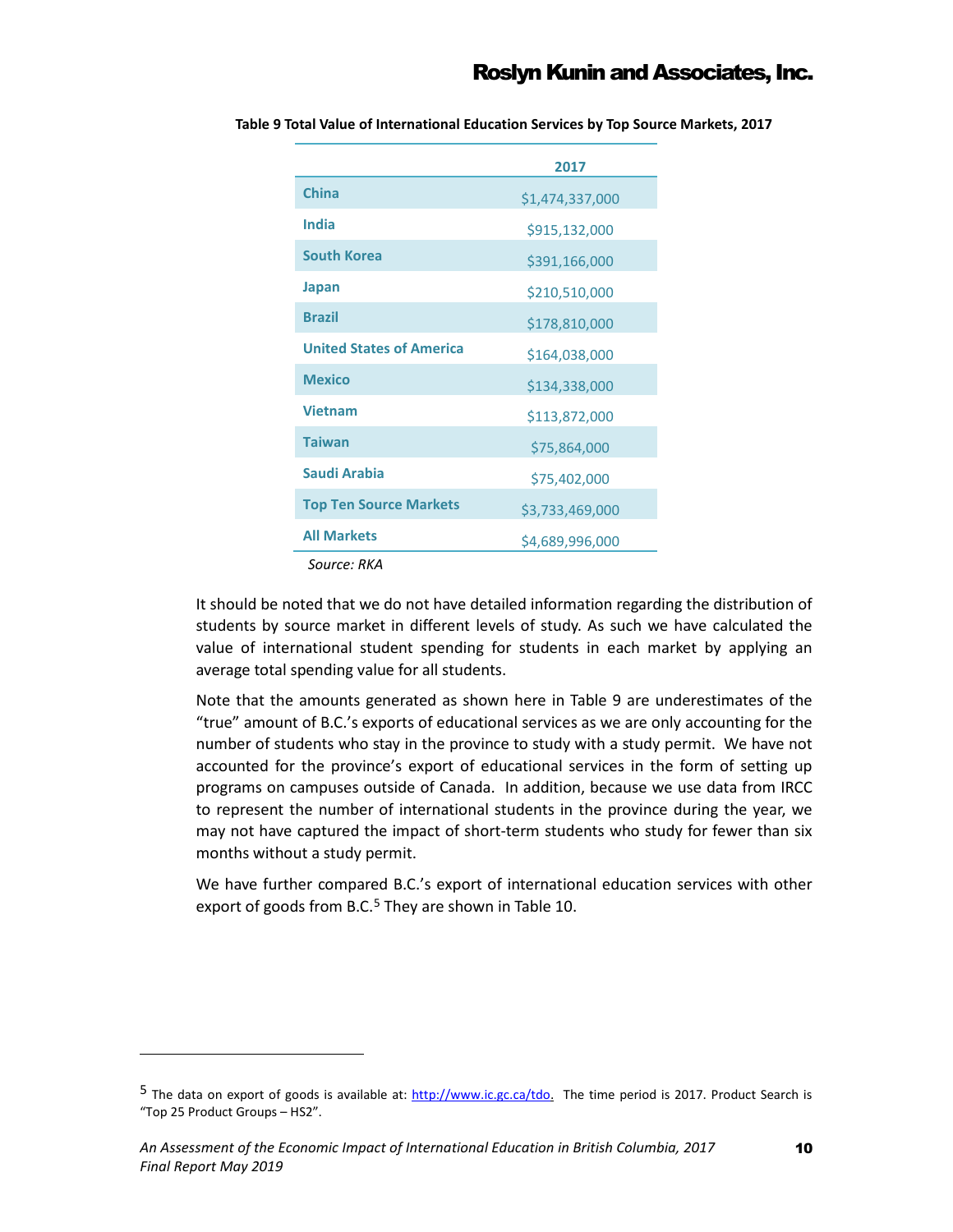**Table 9 Total Value of International Education Services by Top Source Markets, 2017**

| | 2017 |
|---|---|
| China | $1,474,337,000 |
| India | $915,132,000 |
| South Korea | $391,166,000 |
| Japan | $210,510,000 |
| Brazil | $178,810,000 |
| United States of America | $164,038,000 |
| Mexico | $134,338,000 |
| Vietnam | $113,872,000 |
| Taiwan | $75,864,000 |
| Saudi Arabia | $75,402,000 |
| Top Ten Source Markets | $3,733,469,000 |
| All Markets | $4,689,996,000 |

*Source: RKA*

It should be noted that we do not have detailed information regarding the distribution of students by source market in different levels of study. As such we have calculated the value of international student spending for students in each market by applying an average total spending value for all students.

Note that the amounts generated as shown here in Table 9 are underestimates of the "true" amount of B.C.'s exports of educational services as we are only accounting for the number of students who stay in the province to study with a study permit. We have not accounted for the province's export of educational services in the form of setting up programs on campuses outside of Canada. In addition, because we use data from IRCC to represent the number of international students in the province during the year, we may not have captured the impact of short-term students who study for fewer than six months without a study permit.

We have further compared B.C.'s export of international education services with other export of goods from B.C.[5] They are shown in Table 10.

[5] The data on export of goods is available at: http://www.ic.gc.ca/tdo. The time period is 2017. Product Search is "Top 25 Product Groups – HS2".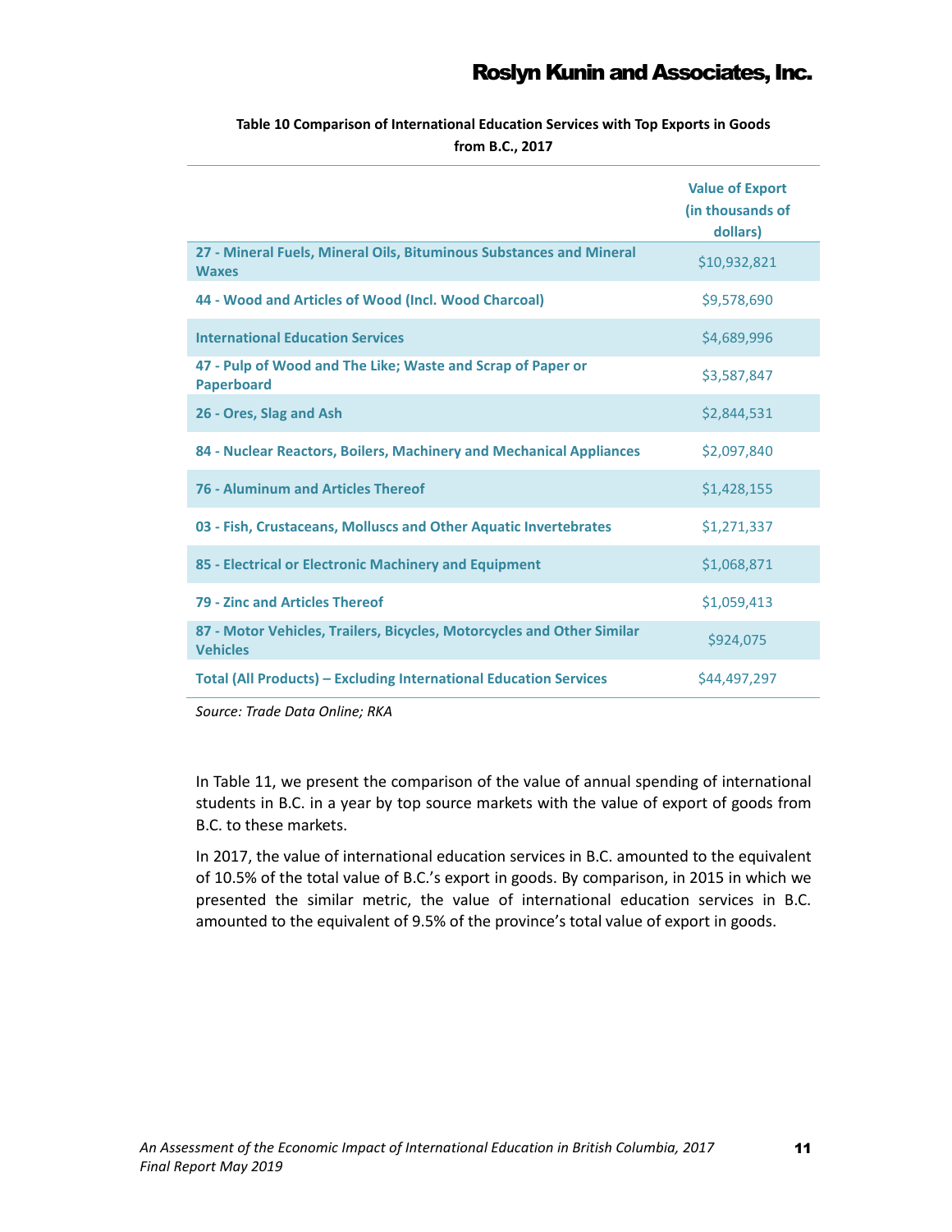**Table 10 Comparison of International Education Services with Top Exports in Goods from B.C., 2017**

| | Value of Export (in thousands of dollars) |
|---|---|
| 27 - Mineral Fuels, Mineral Oils, Bituminous Substances and Mineral Waxes | $10,932,821 |
| 44 - Wood and Articles of Wood (Incl. Wood Charcoal) | $9,578,690 |
| International Education Services | $4,689,996 |
| 47 - Pulp of Wood and The Like; Waste and Scrap of Paper or Paperboard | $3,587,847 |
| 26 - Ores, Slag and Ash | $2,844,531 |
| 84 - Nuclear Reactors, Boilers, Machinery and Mechanical Appliances | $2,097,840 |
| 76 - Aluminum and Articles Thereof | $1,428,155 |
| 03 - Fish, Crustaceans, Molluscs and Other Aquatic Invertebrates | $1,271,337 |
| 85 - Electrical or Electronic Machinery and Equipment | $1,068,871 |
| 79 - Zinc and Articles Thereof | $1,059,413 |
| 87 - Motor Vehicles, Trailers, Bicycles, Motorcycles and Other Similar Vehicles | $924,075 |
| Total (All Products) – Excluding International Education Services | $44,497,297 |

*Source: Trade Data Online; RKA*

In Table 11, we present the comparison of the value of annual spending of international students in B.C. in a year by top source markets with the value of export of goods from B.C. to these markets.

In 2017, the value of international education services in B.C. amounted to the equivalent of 10.5% of the total value of B.C.'s export in goods. By comparison, in 2015 in which we presented the similar metric, the value of international education services in B.C. amounted to the equivalent of 9.5% of the province's total value of export in goods.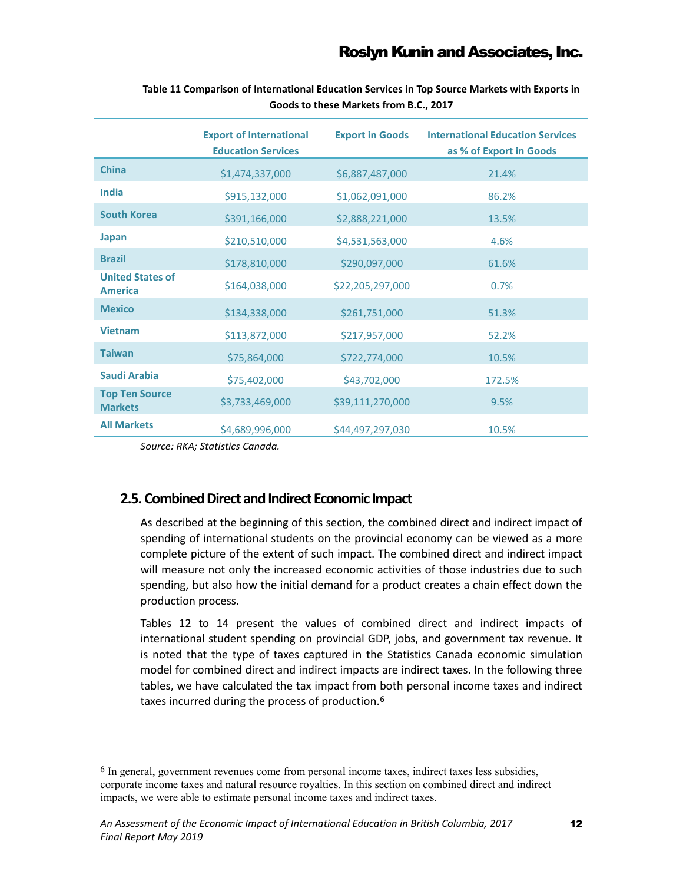**Table 11 Comparison of International Education Services in Top Source Markets with Exports in Goods to these Markets from B.C., 2017**

| | Export of International Education Services | Export in Goods | International Education Services as % of Export in Goods |
|---|---|---|---|
| **China** | $1,474,337,000 | $6,887,487,000 | 21.4% |
| **India** | $915,132,000 | $1,062,091,000 | 86.2% |
| **South Korea** | $391,166,000 | $2,888,221,000 | 13.5% |
| **Japan** | $210,510,000 | $4,531,563,000 | 4.6% |
| **Brazil** | $178,810,000 | $290,097,000 | 61.6% |
| **United States of America** | $164,038,000 | $22,205,297,000 | 0.7% |
| **Mexico** | $134,338,000 | $261,751,000 | 51.3% |
| **Vietnam** | $113,872,000 | $217,957,000 | 52.2% |
| **Taiwan** | $75,864,000 | $722,774,000 | 10.5% |
| **Saudi Arabia** | $75,402,000 | $43,702,000 | 172.5% |
| **Top Ten Source Markets** | $3,733,469,000 | $39,111,270,000 | 9.5% |
| **All Markets** | $4,689,996,000 | $44,497,297,030 | 10.5% |

*Source: RKA; Statistics Canada.*

## 2.5. Combined Direct and Indirect Economic Impact

As described at the beginning of this section, the combined direct and indirect impact of spending of international students on the provincial economy can be viewed as a more complete picture of the extent of such impact. The combined direct and indirect impact will measure not only the increased economic activities of those industries due to such spending, but also how the initial demand for a product creates a chain effect down the production process.

Tables 12 to 14 present the values of combined direct and indirect impacts of international student spending on provincial GDP, jobs, and government tax revenue. It is noted that the type of taxes captured in the Statistics Canada economic simulation model for combined direct and indirect impacts are indirect taxes. In the following three tables, we have calculated the tax impact from both personal income taxes and indirect taxes incurred during the process of production.[6]

[6] In general, government revenues come from personal income taxes, indirect taxes less subsidies, corporate income taxes and natural resource royalties. In this section on combined direct and indirect impacts, we were able to estimate personal income taxes and indirect taxes.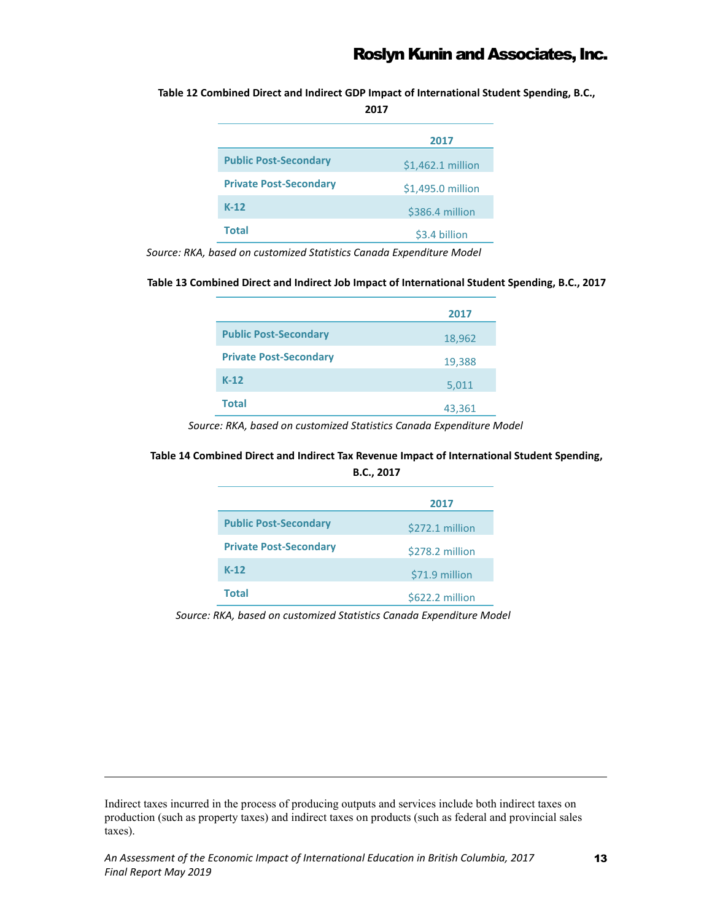**Table 12 Combined Direct and Indirect GDP Impact of International Student Spending, B.C., 2017**

| | 2017 |
|---|---|
| **Public Post-Secondary** | $1,462.1 million |
| **Private Post-Secondary** | $1,495.0 million |
| **K-12** | $386.4 million |
| **Total** | $3.4 billion |

*Source: RKA, based on customized Statistics Canada Expenditure Model*

**Table 13 Combined Direct and Indirect Job Impact of International Student Spending, B.C., 2017**

| | 2017 |
|---|---|
| **Public Post-Secondary** | 18,962 |
| **Private Post-Secondary** | 19,388 |
| **K-12** | 5,011 |
| **Total** | 43,361 |

*Source: RKA, based on customized Statistics Canada Expenditure Model*

**Table 14 Combined Direct and Indirect Tax Revenue Impact of International Student Spending, B.C., 2017**

| | 2017 |
|---|---|
| **Public Post-Secondary** | $272.1 million |
| **Private Post-Secondary** | $278.2 million |
| **K-12** | $71.9 million |
| **Total** | $622.2 million |

*Source: RKA, based on customized Statistics Canada Expenditure Model*

---

Indirect taxes incurred in the process of producing outputs and services include both indirect taxes on production (such as property taxes) and indirect taxes on products (such as federal and provincial sales taxes).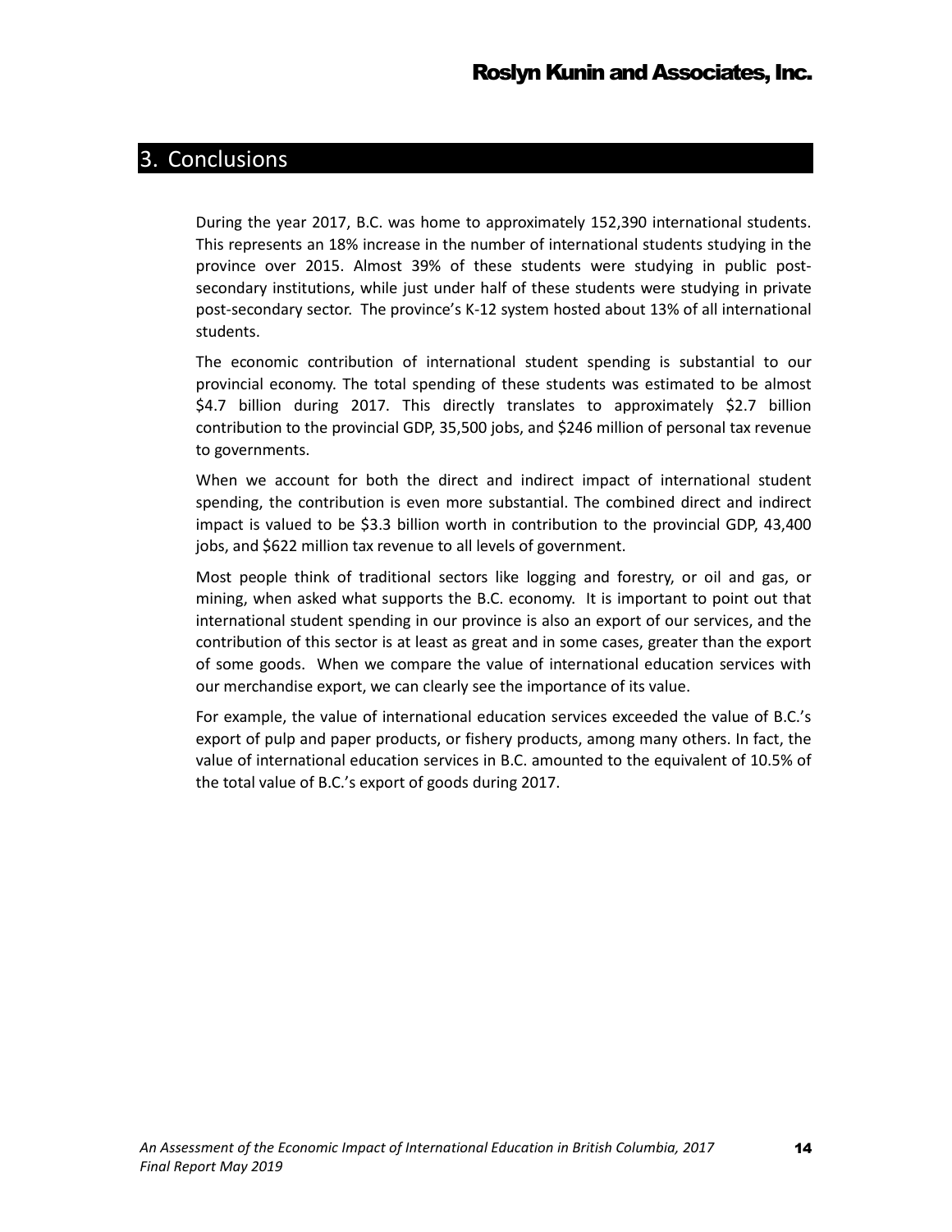# 3. Conclusions

During the year 2017, B.C. was home to approximately 152,390 international students. This represents an 18% increase in the number of international students studying in the province over 2015. Almost 39% of these students were studying in public post-secondary institutions, while just under half of these students were studying in private post-secondary sector. The province's K-12 system hosted about 13% of all international students.

The economic contribution of international student spending is substantial to our provincial economy. The total spending of these students was estimated to be almost $4.7 billion during 2017. This directly translates to approximately $2.7 billion contribution to the provincial GDP, 35,500 jobs, and $246 million of personal tax revenue to governments.

When we account for both the direct and indirect impact of international student spending, the contribution is even more substantial. The combined direct and indirect impact is valued to be $3.3 billion worth in contribution to the provincial GDP, 43,400 jobs, and $622 million tax revenue to all levels of government.

Most people think of traditional sectors like logging and forestry, or oil and gas, or mining, when asked what supports the B.C. economy. It is important to point out that international student spending in our province is also an export of our services, and the contribution of this sector is at least as great and in some cases, greater than the export of some goods. When we compare the value of international education services with our merchandise export, we can clearly see the importance of its value.

For example, the value of international education services exceeded the value of B.C.'s export of pulp and paper products, or fishery products, among many others. In fact, the value of international education services in B.C. amounted to the equivalent of 10.5% of the total value of B.C.'s export of goods during 2017.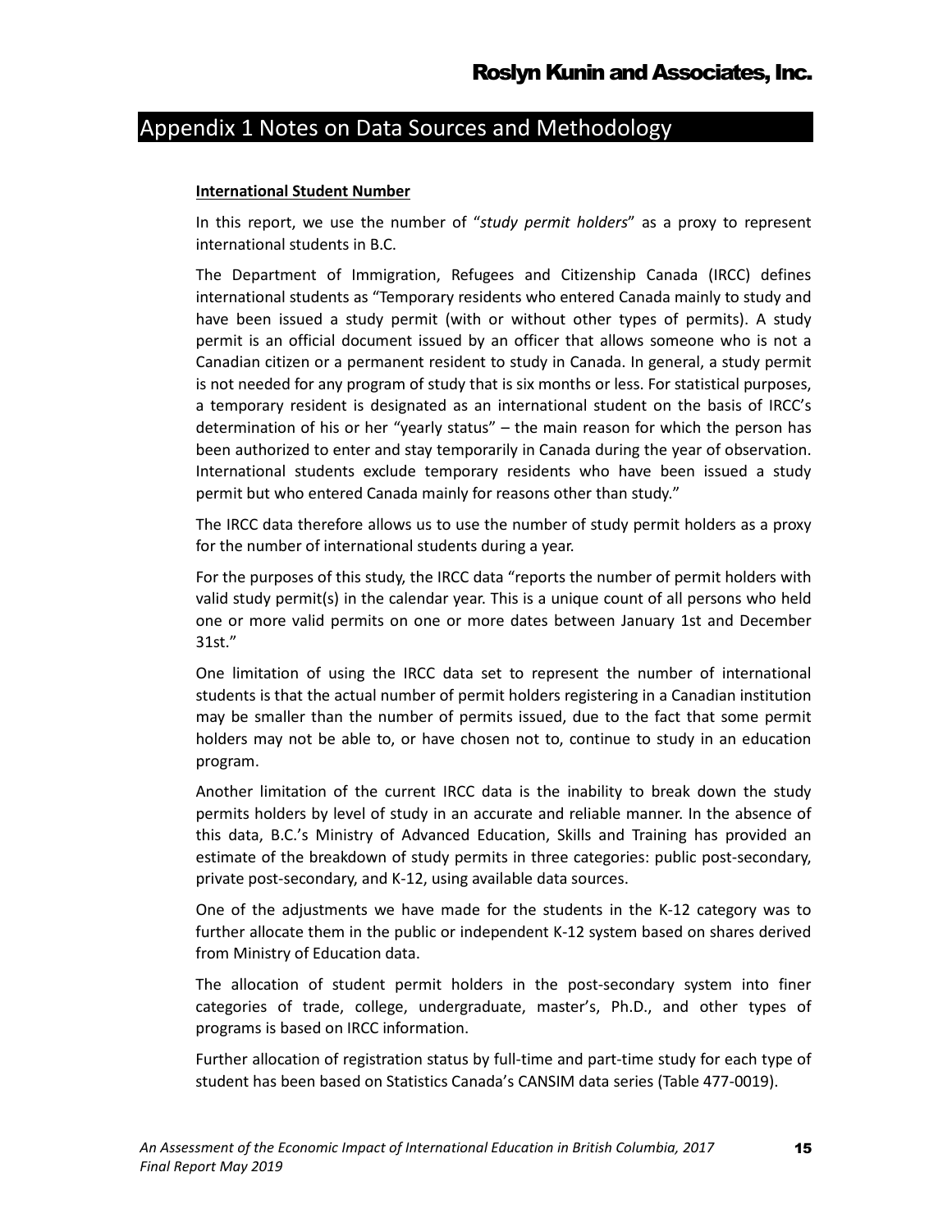# Appendix 1 Notes on Data Sources and Methodology

**International Student Number**

In this report, we use the number of "*study permit holders*" as a proxy to represent international students in B.C.

The Department of Immigration, Refugees and Citizenship Canada (IRCC) defines international students as "Temporary residents who entered Canada mainly to study and have been issued a study permit (with or without other types of permits). A study permit is an official document issued by an officer that allows someone who is not a Canadian citizen or a permanent resident to study in Canada. In general, a study permit is not needed for any program of study that is six months or less. For statistical purposes, a temporary resident is designated as an international student on the basis of IRCC's determination of his or her "yearly status" – the main reason for which the person has been authorized to enter and stay temporarily in Canada during the year of observation. International students exclude temporary residents who have been issued a study permit but who entered Canada mainly for reasons other than study."

The IRCC data therefore allows us to use the number of study permit holders as a proxy for the number of international students during a year.

For the purposes of this study, the IRCC data "reports the number of permit holders with valid study permit(s) in the calendar year. This is a unique count of all persons who held one or more valid permits on one or more dates between January 1st and December 31st."

One limitation of using the IRCC data set to represent the number of international students is that the actual number of permit holders registering in a Canadian institution may be smaller than the number of permits issued, due to the fact that some permit holders may not be able to, or have chosen not to, continue to study in an education program.

Another limitation of the current IRCC data is the inability to break down the study permits holders by level of study in an accurate and reliable manner. In the absence of this data, B.C.'s Ministry of Advanced Education, Skills and Training has provided an estimate of the breakdown of study permits in three categories: public post-secondary, private post-secondary, and K-12, using available data sources.

One of the adjustments we have made for the students in the K-12 category was to further allocate them in the public or independent K-12 system based on shares derived from Ministry of Education data.

The allocation of student permit holders in the post-secondary system into finer categories of trade, college, undergraduate, master's, Ph.D., and other types of programs is based on IRCC information.

Further allocation of registration status by full-time and part-time study for each type of student has been based on Statistics Canada's CANSIM data series (Table 477-0019).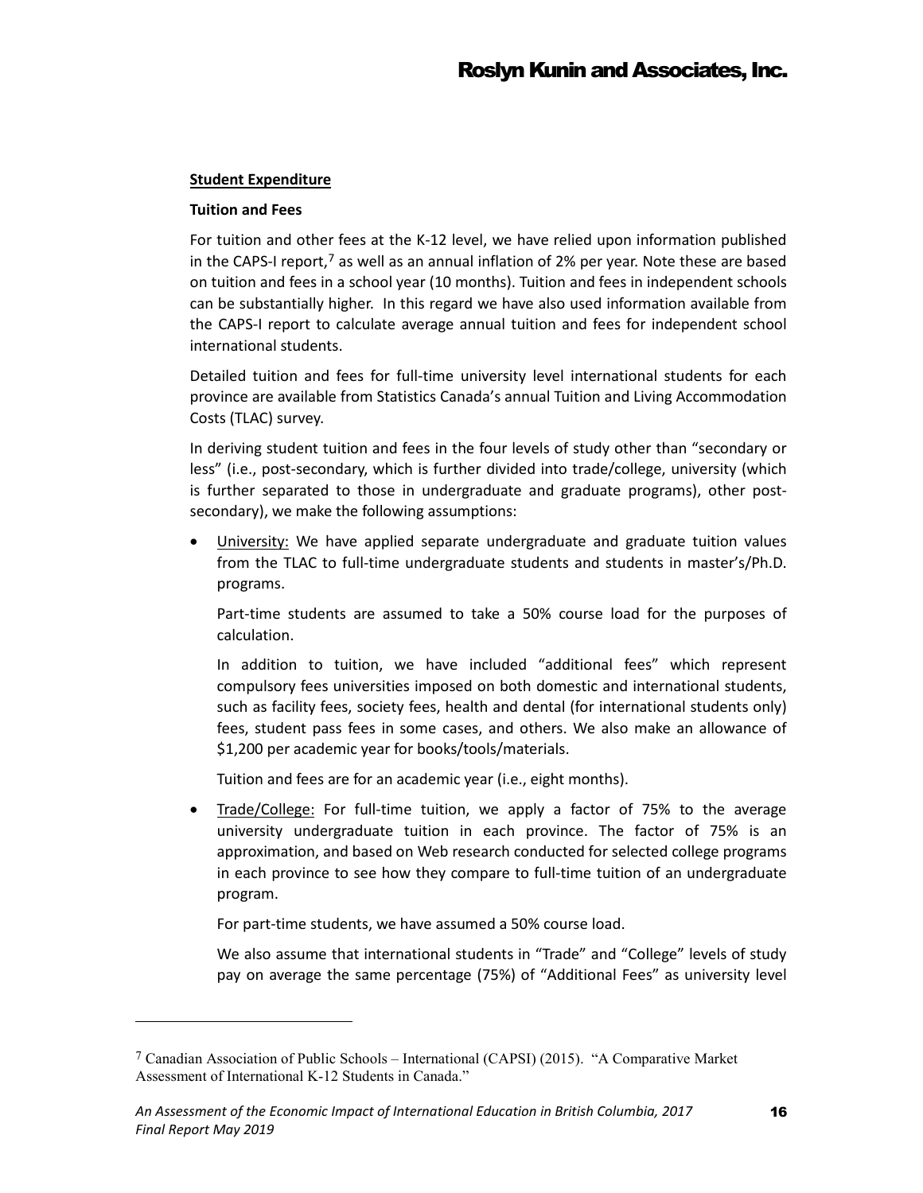**Student Expenditure**

**Tuition and Fees**

For tuition and other fees at the K-12 level, we have relied upon information published in the CAPS-I report,[7] as well as an annual inflation of 2% per year. Note these are based on tuition and fees in a school year (10 months). Tuition and fees in independent schools can be substantially higher. In this regard we have also used information available from the CAPS-I report to calculate average annual tuition and fees for independent school international students.

Detailed tuition and fees for full-time university level international students for each province are available from Statistics Canada's annual Tuition and Living Accommodation Costs (TLAC) survey.

In deriving student tuition and fees in the four levels of study other than "secondary or less" (i.e., post-secondary, which is further divided into trade/college, university (which is further separated to those in undergraduate and graduate programs), other post-secondary), we make the following assumptions:

- University: We have applied separate undergraduate and graduate tuition values from the TLAC to full-time undergraduate students and students in master's/Ph.D. programs.

  Part-time students are assumed to take a 50% course load for the purposes of calculation.

  In addition to tuition, we have included "additional fees" which represent compulsory fees universities imposed on both domestic and international students, such as facility fees, society fees, health and dental (for international students only) fees, student pass fees in some cases, and others. We also make an allowance of $1,200 per academic year for books/tools/materials.

  Tuition and fees are for an academic year (i.e., eight months).

- Trade/College: For full-time tuition, we apply a factor of 75% to the average university undergraduate tuition in each province. The factor of 75% is an approximation, and based on Web research conducted for selected college programs in each province to see how they compare to full-time tuition of an undergraduate program.

  For part-time students, we have assumed a 50% course load.

  We also assume that international students in "Trade" and "College" levels of study pay on average the same percentage (75%) of "Additional Fees" as university level

---

[7] Canadian Association of Public Schools – International (CAPSI) (2015). "A Comparative Market Assessment of International K-12 Students in Canada."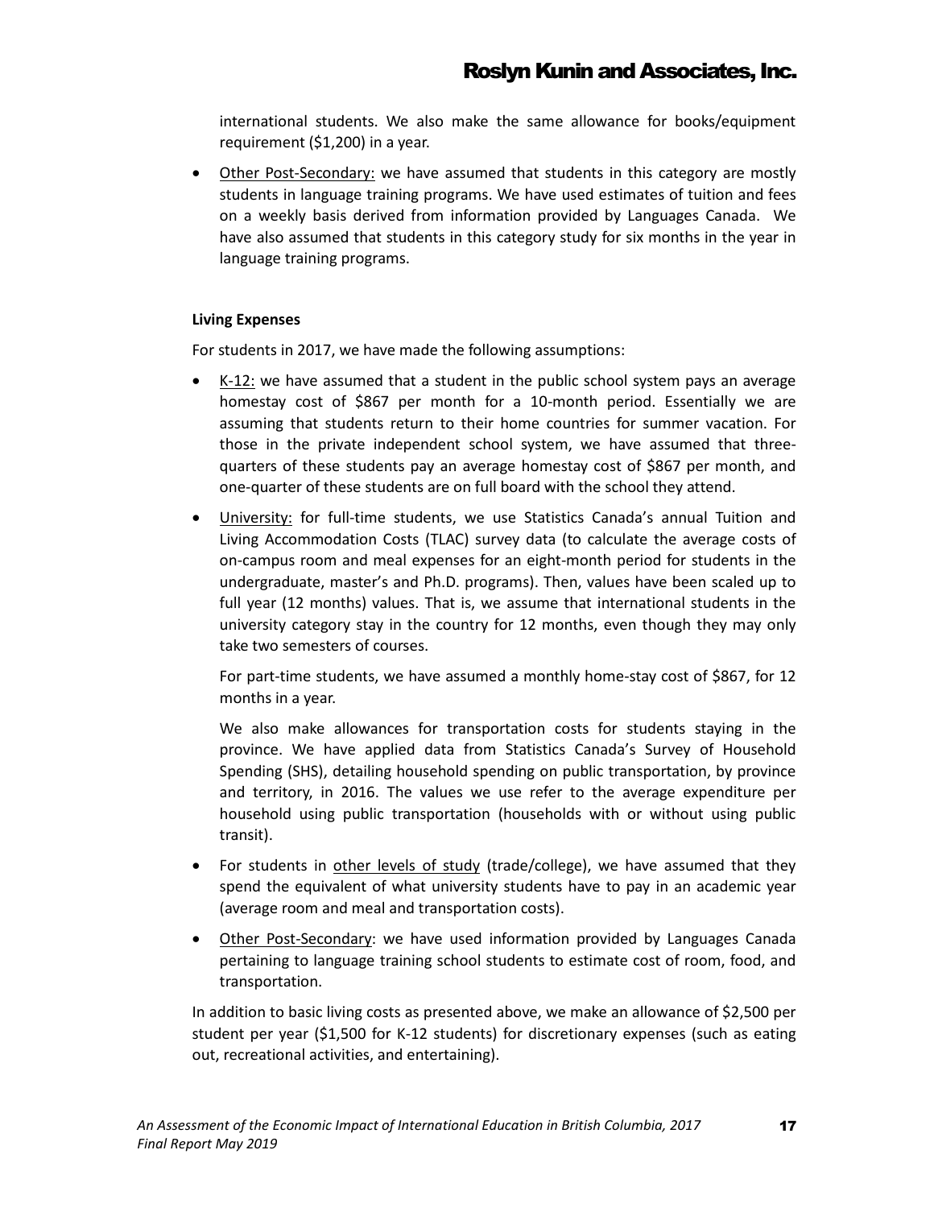international students. We also make the same allowance for books/equipment requirement ($1,200) in a year.

- Other Post-Secondary: we have assumed that students in this category are mostly students in language training programs. We have used estimates of tuition and fees on a weekly basis derived from information provided by Languages Canada. We have also assumed that students in this category study for six months in the year in language training programs.

**Living Expenses**

For students in 2017, we have made the following assumptions:

- K-12: we have assumed that a student in the public school system pays an average homestay cost of $867 per month for a 10-month period. Essentially we are assuming that students return to their home countries for summer vacation. For those in the private independent school system, we have assumed that three-quarters of these students pay an average homestay cost of $867 per month, and one-quarter of these students are on full board with the school they attend.
- University: for full-time students, we use Statistics Canada's annual Tuition and Living Accommodation Costs (TLAC) survey data (to calculate the average costs of on-campus room and meal expenses for an eight-month period for students in the undergraduate, master's and Ph.D. programs). Then, values have been scaled up to full year (12 months) values. That is, we assume that international students in the university category stay in the country for 12 months, even though they may only take two semesters of courses.

  For part-time students, we have assumed a monthly home-stay cost of $867, for 12 months in a year.

  We also make allowances for transportation costs for students staying in the province. We have applied data from Statistics Canada's Survey of Household Spending (SHS), detailing household spending on public transportation, by province and territory, in 2016. The values we use refer to the average expenditure per household using public transportation (households with or without using public transit).
- For students in other levels of study (trade/college), we have assumed that they spend the equivalent of what university students have to pay in an academic year (average room and meal and transportation costs).
- Other Post-Secondary: we have used information provided by Languages Canada pertaining to language training school students to estimate cost of room, food, and transportation.

In addition to basic living costs as presented above, we make an allowance of $2,500 per student per year ($1,500 for K-12 students) for discretionary expenses (such as eating out, recreational activities, and entertaining).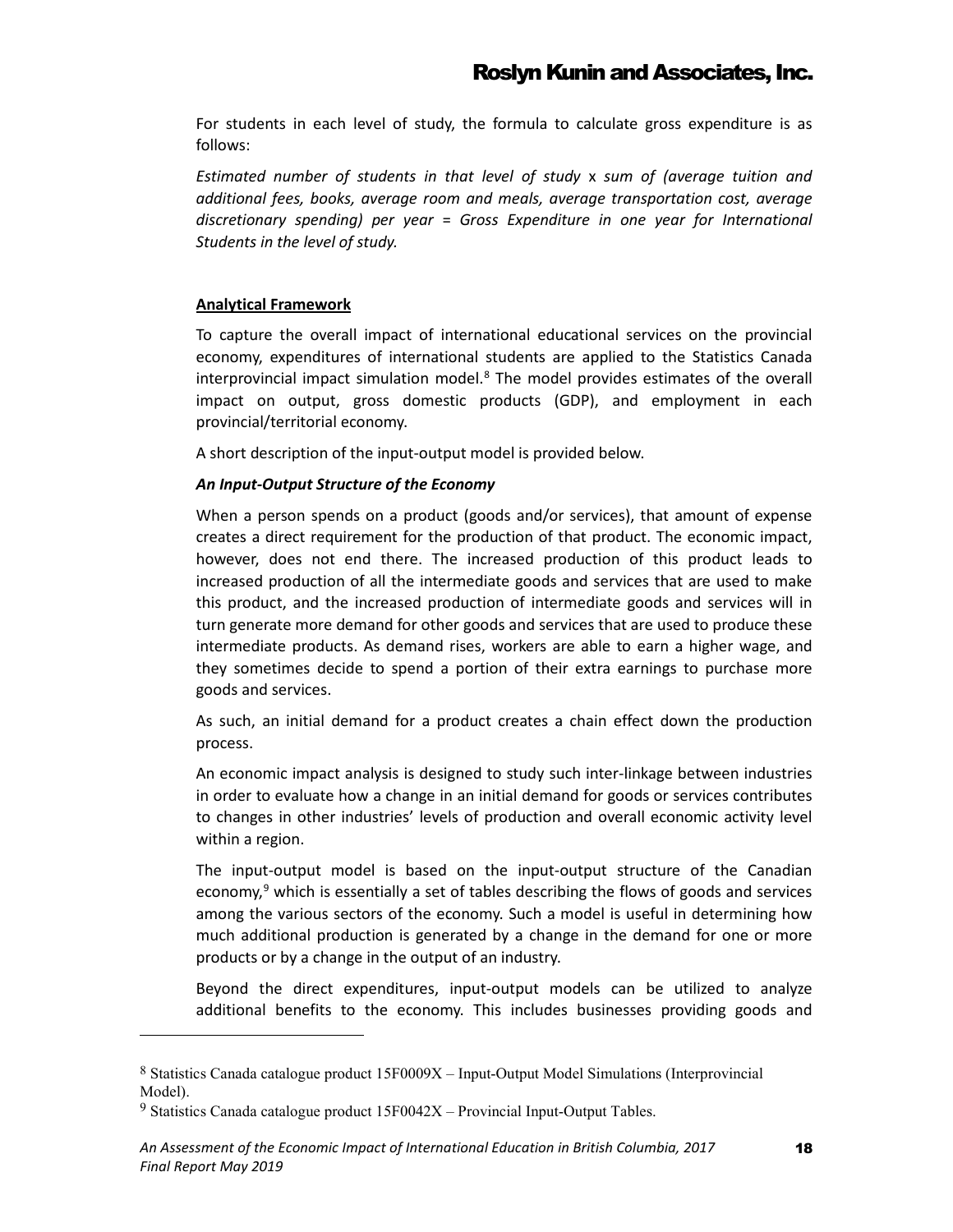For students in each level of study, the formula to calculate gross expenditure is as follows:

*Estimated number of students in that level of study* x *sum of (average tuition and additional fees, books, average room and meals, average transportation cost, average discretionary spending) per year = Gross Expenditure in one year for International Students in the level of study.*

**Analytical Framework**

To capture the overall impact of international educational services on the provincial economy, expenditures of international students are applied to the Statistics Canada interprovincial impact simulation model.[8] The model provides estimates of the overall impact on output, gross domestic products (GDP), and employment in each provincial/territorial economy.

A short description of the input-output model is provided below.

***An Input-Output Structure of the Economy***

When a person spends on a product (goods and/or services), that amount of expense creates a direct requirement for the production of that product. The economic impact, however, does not end there. The increased production of this product leads to increased production of all the intermediate goods and services that are used to make this product, and the increased production of intermediate goods and services will in turn generate more demand for other goods and services that are used to produce these intermediate products. As demand rises, workers are able to earn a higher wage, and they sometimes decide to spend a portion of their extra earnings to purchase more goods and services.

As such, an initial demand for a product creates a chain effect down the production process.

An economic impact analysis is designed to study such inter-linkage between industries in order to evaluate how a change in an initial demand for goods or services contributes to changes in other industries' levels of production and overall economic activity level within a region.

The input-output model is based on the input-output structure of the Canadian economy,[9] which is essentially a set of tables describing the flows of goods and services among the various sectors of the economy. Such a model is useful in determining how much additional production is generated by a change in the demand for one or more products or by a change in the output of an industry.

Beyond the direct expenditures, input-output models can be utilized to analyze additional benefits to the economy. This includes businesses providing goods and

---

[8] Statistics Canada catalogue product 15F0009X – Input-Output Model Simulations (Interprovincial Model).

[9] Statistics Canada catalogue product 15F0042X – Provincial Input-Output Tables.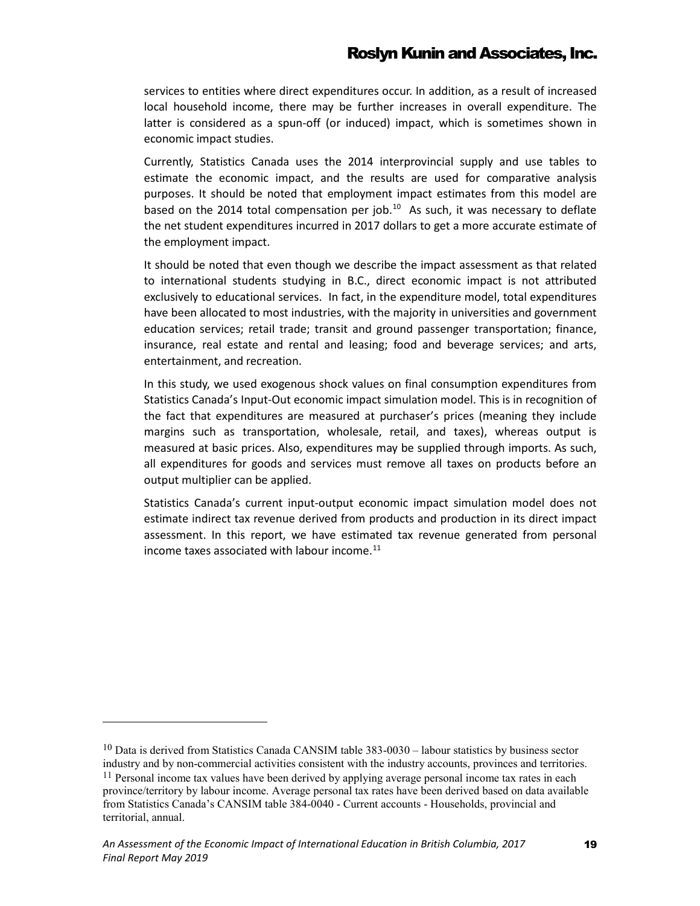services to entities where direct expenditures occur. In addition, as a result of increased local household income, there may be further increases in overall expenditure. The latter is considered as a spun-off (or induced) impact, which is sometimes shown in economic impact studies.

Currently, Statistics Canada uses the 2014 interprovincial supply and use tables to estimate the economic impact, and the results are used for comparative analysis purposes. It should be noted that employment impact estimates from this model are based on the 2014 total compensation per job.[10] As such, it was necessary to deflate the net student expenditures incurred in 2017 dollars to get a more accurate estimate of the employment impact.

It should be noted that even though we describe the impact assessment as that related to international students studying in B.C., direct economic impact is not attributed exclusively to educational services. In fact, in the expenditure model, total expenditures have been allocated to most industries, with the majority in universities and government education services; retail trade; transit and ground passenger transportation; finance, insurance, real estate and rental and leasing; food and beverage services; and arts, entertainment, and recreation.

In this study, we used exogenous shock values on final consumption expenditures from Statistics Canada's Input-Out economic impact simulation model. This is in recognition of the fact that expenditures are measured at purchaser's prices (meaning they include margins such as transportation, wholesale, retail, and taxes), whereas output is measured at basic prices. Also, expenditures may be supplied through imports. As such, all expenditures for goods and services must remove all taxes on products before an output multiplier can be applied.

Statistics Canada's current input-output economic impact simulation model does not estimate indirect tax revenue derived from products and production in its direct impact assessment. In this report, we have estimated tax revenue generated from personal income taxes associated with labour income.[11]

---

[10] Data is derived from Statistics Canada CANSIM table 383-0030 – labour statistics by business sector industry and by non-commercial activities consistent with the industry accounts, provinces and territories.

[11] Personal income tax values have been derived by applying average personal income tax rates in each province/territory by labour income. Average personal tax rates have been derived based on data available from Statistics Canada's CANSIM table 384-0040 - Current accounts - Households, provincial and territorial, annual.